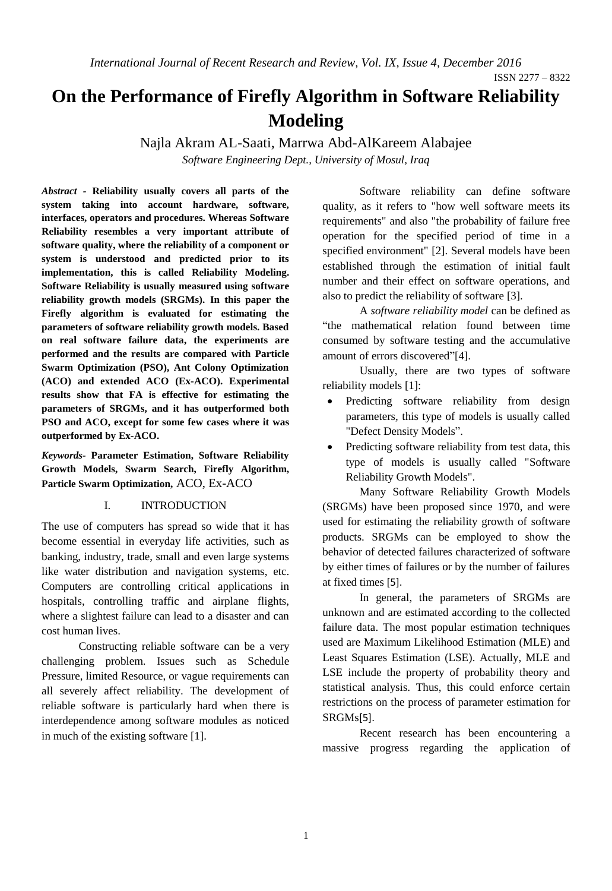# On the Performance of Firefly Algorithm in Software Reliability Modeling

Najla Akram AL-Saati, Marrwa Abd-AlKareem Alabajee

*Software Engineering Dept., University of Mosul, Iraq*

***Abstract* - Reliability usually covers all parts of the system taking into account hardware, software, interfaces, operators and procedures. Whereas Software Reliability resembles a very important attribute of software quality, where the reliability of a component or system is understood and predicted prior to its implementation, this is called Reliability Modeling. Software Reliability is usually measured using software reliability growth models (SRGMs). In this paper the Firefly algorithm is evaluated for estimating the parameters of software reliability growth models. Based on real software failure data, the experiments are performed and the results are compared with Particle Swarm Optimization (PSO), Ant Colony Optimization (ACO) and extended ACO (Ex-ACO). Experimental results show that FA is effective for estimating the parameters of SRGMs, and it has outperformed both PSO and ACO, except for some few cases where it was outperformed by Ex-ACO.**

***Keywords-* Parameter Estimation, Software Reliability Growth Models, Swarm Search, Firefly Algorithm, Particle Swarm Optimization,** ACO, Ex-ACO

## I. INTRODUCTION

The use of computers has spread so wide that it has become essential in everyday life activities, such as banking, industry, trade, small and even large systems like water distribution and navigation systems, etc. Computers are controlling critical applications in hospitals, controlling traffic and airplane flights, where a slightest failure can lead to a disaster and can cost human lives.

Constructing reliable software can be a very challenging problem. Issues such as Schedule Pressure, limited Resource, or vague requirements can all severely affect reliability. The development of reliable software is particularly hard when there is interdependence among software modules as noticed in much of the existing software [1].

Software reliability can define software quality, as it refers to "how well software meets its requirements" and also "the probability of failure free operation for the specified period of time in a specified environment" [2]. Several models have been established through the estimation of initial fault number and their effect on software operations, and also to predict the reliability of software [3].

A *software reliability model* can be defined as "the mathematical relation found between time consumed by software testing and the accumulative amount of errors discovered"[4].

Usually, there are two types of software reliability models [1]:

- Predicting software reliability from design parameters, this type of models is usually called "Defect Density Models".
- Predicting software reliability from test data, this type of models is usually called "Software Reliability Growth Models".

Many Software Reliability Growth Models (SRGMs) have been proposed since 1970, and were used for estimating the reliability growth of software products. SRGMs can be employed to show the behavior of detected failures characterized of software by either times of failures or by the number of failures at fixed times [5].

In general, the parameters of SRGMs are unknown and are estimated according to the collected failure data. The most popular estimation techniques used are Maximum Likelihood Estimation (MLE) and Least Squares Estimation (LSE). Actually, MLE and LSE include the property of probability theory and statistical analysis. Thus, this could enforce certain restrictions on the process of parameter estimation for SRGMs[5].

Recent research has been encountering a massive progress regarding the application of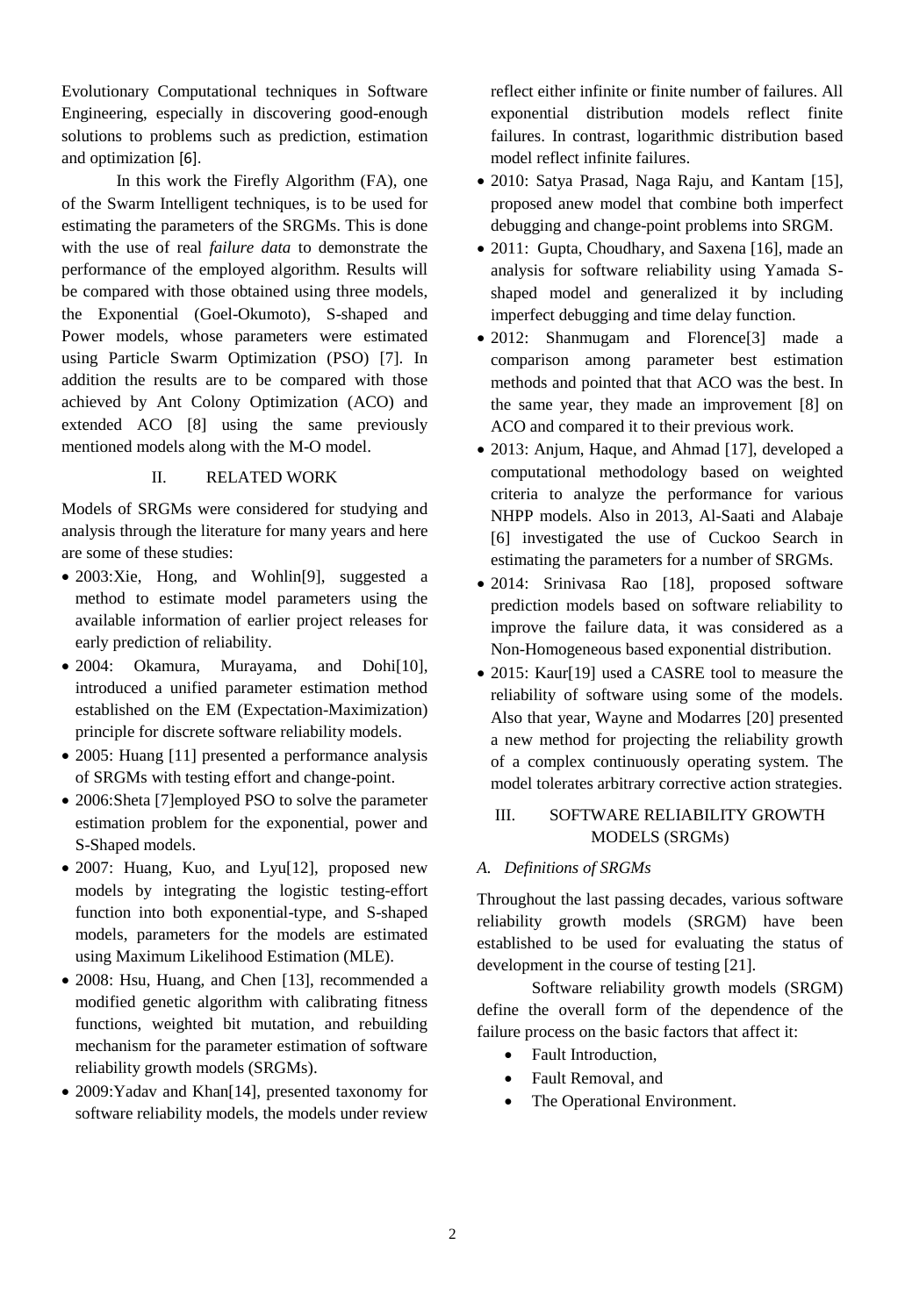Evolutionary Computational techniques in Software Engineering, especially in discovering good-enough solutions to problems such as prediction, estimation and optimization [6].

In this work the Firefly Algorithm (FA), one of the Swarm Intelligent techniques, is to be used for estimating the parameters of the SRGMs. This is done with the use of real *failure data* to demonstrate the performance of the employed algorithm. Results will be compared with those obtained using three models, the Exponential (Goel-Okumoto), S-shaped and Power models, whose parameters were estimated using Particle Swarm Optimization (PSO) [7]. In addition the results are to be compared with those achieved by Ant Colony Optimization (ACO) and extended ACO [8] using the same previously mentioned models along with the M-O model.

## II. RELATED WORK

Models of SRGMs were considered for studying and analysis through the literature for many years and here are some of these studies:

- 2003:Xie, Hong, and Wohlin[9], suggested a method to estimate model parameters using the available information of earlier project releases for early prediction of reliability.
- 2004: Okamura, Murayama, and Dohi[10], introduced a unified parameter estimation method established on the EM (Expectation-Maximization) principle for discrete software reliability models.
- 2005: Huang [11] presented a performance analysis of SRGMs with testing effort and change-point.
- 2006:Sheta [7]employed PSO to solve the parameter estimation problem for the exponential, power and S-Shaped models.
- 2007: Huang, Kuo, and Lyu[12], proposed new models by integrating the logistic testing-effort function into both exponential-type, and S-shaped models, parameters for the models are estimated using Maximum Likelihood Estimation (MLE).
- 2008: Hsu, Huang, and Chen [13], recommended a modified genetic algorithm with calibrating fitness functions, weighted bit mutation, and rebuilding mechanism for the parameter estimation of software reliability growth models (SRGMs).
- 2009:Yadav and Khan[14], presented taxonomy for software reliability models, the models under review reflect either infinite or finite number of failures. All exponential distribution models reflect finite failures. In contrast, logarithmic distribution based model reflect infinite failures.
- 2010: Satya Prasad, Naga Raju, and Kantam [15], proposed anew model that combine both imperfect debugging and change-point problems into SRGM.
- 2011: Gupta, Choudhary, and Saxena [16], made an analysis for software reliability using Yamada S-shaped model and generalized it by including imperfect debugging and time delay function.
- 2012: Shanmugam and Florence[3] made a comparison among parameter best estimation methods and pointed that that ACO was the best. In the same year, they made an improvement [8] on ACO and compared it to their previous work.
- 2013: Anjum, Haque, and Ahmad [17], developed a computational methodology based on weighted criteria to analyze the performance for various NHPP models. Also in 2013, Al-Saati and Alabaje [6] investigated the use of Cuckoo Search in estimating the parameters for a number of SRGMs.
- 2014: Srinivasa Rao [18], proposed software prediction models based on software reliability to improve the failure data, it was considered as a Non-Homogeneous based exponential distribution.
- 2015: Kaur[19] used a CASRE tool to measure the reliability of software using some of the models. Also that year, Wayne and Modarres [20] presented a new method for projecting the reliability growth of a complex continuously operating system. The model tolerates arbitrary corrective action strategies.

## III. SOFTWARE RELIABILITY GROWTH MODELS (SRGMs)

### *A. Definitions of SRGMs*

Throughout the last passing decades, various software reliability growth models (SRGM) have been established to be used for evaluating the status of development in the course of testing [21].

Software reliability growth models (SRGM) define the overall form of the dependence of the failure process on the basic factors that affect it:

- Fault Introduction,
- Fault Removal, and
- The Operational Environment.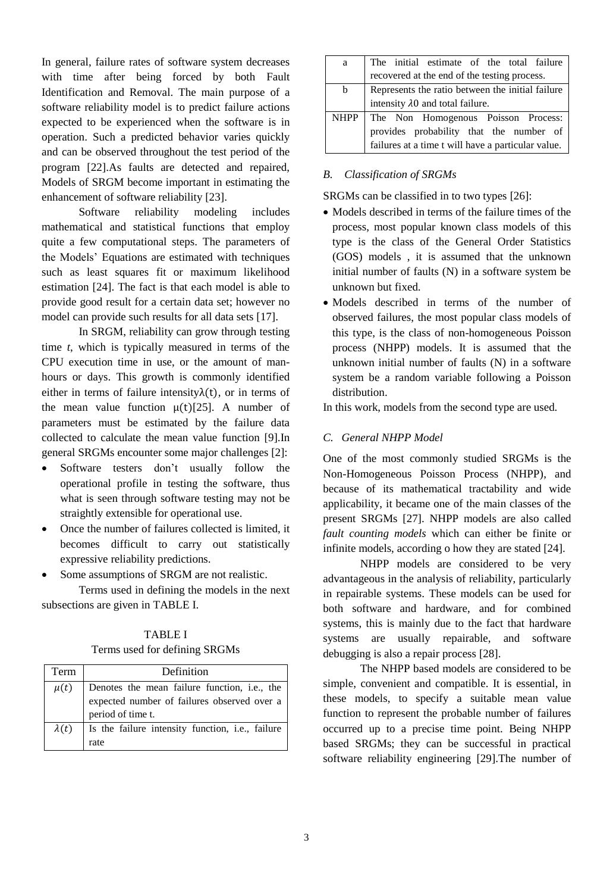In general, failure rates of software system decreases with time after being forced by both Fault Identification and Removal. The main purpose of a software reliability model is to predict failure actions expected to be experienced when the software is in operation. Such a predicted behavior varies quickly and can be observed throughout the test period of the program [22].As faults are detected and repaired, Models of SRGM become important in estimating the enhancement of software reliability [23].

Software reliability modeling includes mathematical and statistical functions that employ quite a few computational steps. The parameters of the Models' Equations are estimated with techniques such as least squares fit or maximum likelihood estimation [24]. The fact is that each model is able to provide good result for a certain data set; however no model can provide such results for all data sets [17].

In SRGM, reliability can grow through testing time *t*, which is typically measured in terms of the CPU execution time in use, or the amount of man-hours or days. This growth is commonly identified either in terms of failure intensity$\lambda(t)$, or in terms of the mean value function $\mu(t)$[25]. A number of parameters must be estimated by the failure data collected to calculate the mean value function [9].In general SRGMs encounter some major challenges [2]:

- Software testers don't usually follow the operational profile in testing the software, thus what is seen through software testing may not be straightly extensible for operational use.
- Once the number of failures collected is limited, it becomes difficult to carry out statistically expressive reliability predictions.
- Some assumptions of SRGM are not realistic.

Terms used in defining the models in the next subsections are given in TABLE I.

TABLE I
Terms used for defining SRGMs

| Term | Definition |
|---|---|
| $\mu(t)$ | Denotes the mean failure function, i.e., the expected number of failures observed over a period of time t. |
| $\lambda(t)$ | Is the failure intensity function, i.e., failure rate |
| a | The initial estimate of the total failure recovered at the end of the testing process. |
| b | Represents the ratio between the initial failure intensity $\lambda 0$ and total failure. |
| NHPP | The Non Homogenous Poisson Process: provides probability that the number of failures at a time t will have a particular value. |

### *B. Classification of SRGMs*

SRGMs can be classified in to two types [26]:

- Models described in terms of the failure times of the process, most popular known class models of this type is the class of the General Order Statistics (GOS) models , it is assumed that the unknown initial number of faults (N) in a software system be unknown but fixed.
- Models described in terms of the number of observed failures, the most popular class models of this type, is the class of non-homogeneous Poisson process (NHPP) models. It is assumed that the unknown initial number of faults (N) in a software system be a random variable following a Poisson distribution.

In this work, models from the second type are used.

### *C. General NHPP Model*

One of the most commonly studied SRGMs is the Non-Homogeneous Poisson Process (NHPP), and because of its mathematical tractability and wide applicability, it became one of the main classes of the present SRGMs [27]. NHPP models are also called *fault counting models* which can either be finite or infinite models, according o how they are stated [24].

NHPP models are considered to be very advantageous in the analysis of reliability, particularly in repairable systems. These models can be used for both software and hardware, and for combined systems, this is mainly due to the fact that hardware systems are usually repairable, and software debugging is also a repair process [28].

The NHPP based models are considered to be simple, convenient and compatible. It is essential, in these models, to specify a suitable mean value function to represent the probable number of failures occurred up to a precise time point. Being NHPP based SRGMs; they can be successful in practical software reliability engineering [29].The number of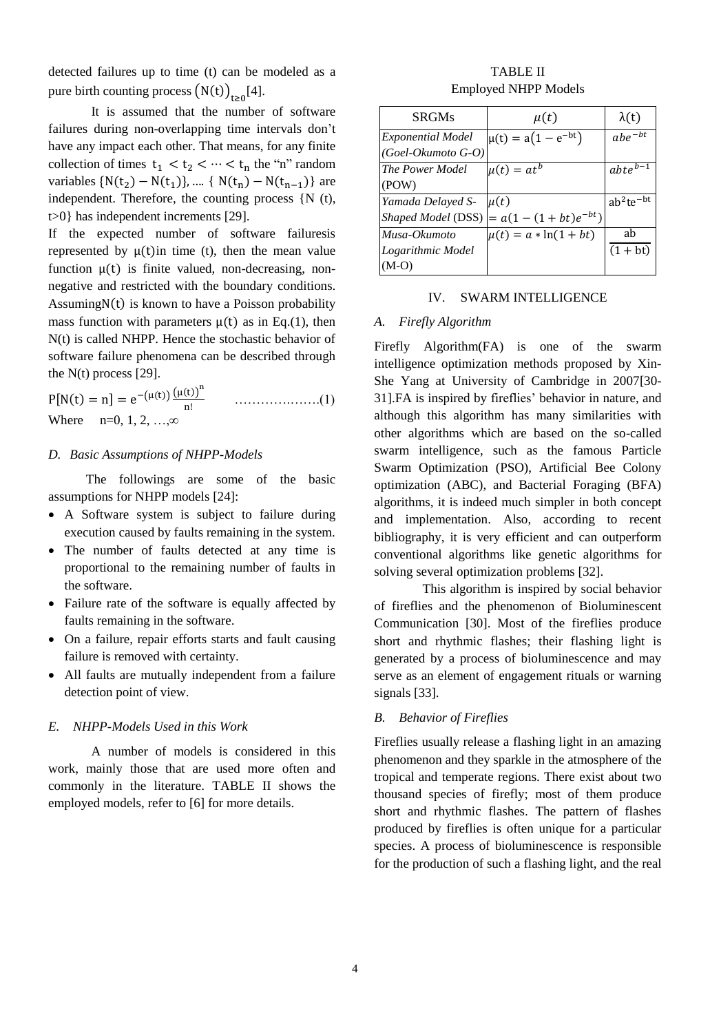detected failures up to time (t) can be modeled as a pure birth counting process $\left(N(t)\right)_{t\geq 0}$[4].

It is assumed that the number of software failures during non-overlapping time intervals don't have any impact each other. That means, for any finite collection of times $t_1 < t_2 < \cdots < t_n$ the "n" random variables $\{N(t_2) - N(t_1)\}, \ldots, \{N(t_n) - N(t_{n-1})\}$ are independent. Therefore, the counting process {N (t), t>0} has independent increments [29].

If the expected number of software failuresis represented by $\mu(t)$in time (t), then the mean value function $\mu(t)$ is finite valued, non-decreasing, non-negative and restricted with the boundary conditions. Assuming$N(t)$ is known to have a Poisson probability mass function with parameters $\mu(t)$ as in Eq.(1), then N(t) is called NHPP. Hence the stochastic behavior of software failure phenomena can be described through the N(t) process [29].

$$P[N(t) = n] = e^{-(\mu(t))} \frac{(\mu(t))^n}{n!} \qquad \text{……………….(1)}$$

Where n=0, 1, 2, …,∞

### D. Basic Assumptions of NHPP-Models

The followings are some of the basic assumptions for NHPP models [24]:

- A Software system is subject to failure during execution caused by faults remaining in the system.
- The number of faults detected at any time is proportional to the remaining number of faults in the software.
- Failure rate of the software is equally affected by faults remaining in the software.
- On a failure, repair efforts starts and fault causing failure is removed with certainty.
- All faults are mutually independent from a failure detection point of view.

### E. NHPP-Models Used in this Work

A number of models is considered in this work, mainly those that are used more often and commonly in the literature. TABLE II shows the employed models, refer to [6] for more details.

TABLE II
Employed NHPP Models

| SRGMs | $\mu(t)$ | $\lambda(t)$ |
|---|---|---|
| *Exponential Model (Goel-Okumoto G-O)* | $\mu(t) = a\left(1 - e^{-bt}\right)$ | $abe^{-bt}$ |
| *The Power Model* (POW) | $\mu(t) = at^b$ | $abte^{b-1}$ |
| *Yamada Delayed S-Shaped Model* (DSS) | $\mu(t) = a(1 - (1 + bt)e^{-bt})$ | $ab^2te^{-bt}$ |
| *Musa-Okumoto Logarithmic Model* (M-O) | $\mu(t) = a * \ln(1 + bt)$ | $\frac{ab}{(1+bt)}$ |

## IV. SWARM INTELLIGENCE

### A. Firefly Algorithm

Firefly Algorithm(FA) is one of the swarm intelligence optimization methods proposed by Xin-She Yang at University of Cambridge in 2007[30-31].FA is inspired by fireflies' behavior in nature, and although this algorithm has many similarities with other algorithms which are based on the so-called swarm intelligence, such as the famous Particle Swarm Optimization (PSO), Artificial Bee Colony optimization (ABC), and Bacterial Foraging (BFA) algorithms, it is indeed much simpler in both concept and implementation. Also, according to recent bibliography, it is very efficient and can outperform conventional algorithms like genetic algorithms for solving several optimization problems [32].

This algorithm is inspired by social behavior of fireflies and the phenomenon of Bioluminescent Communication [30]. Most of the fireflies produce short and rhythmic flashes; their flashing light is generated by a process of bioluminescence and may serve as an element of engagement rituals or warning signals [33].

### B. Behavior of Fireflies

Fireflies usually release a flashing light in an amazing phenomenon and they sparkle in the atmosphere of the tropical and temperate regions. There exist about two thousand species of firefly; most of them produce short and rhythmic flashes. The pattern of flashes produced by fireflies is often unique for a particular species. A process of bioluminescence is responsible for the production of such a flashing light, and the real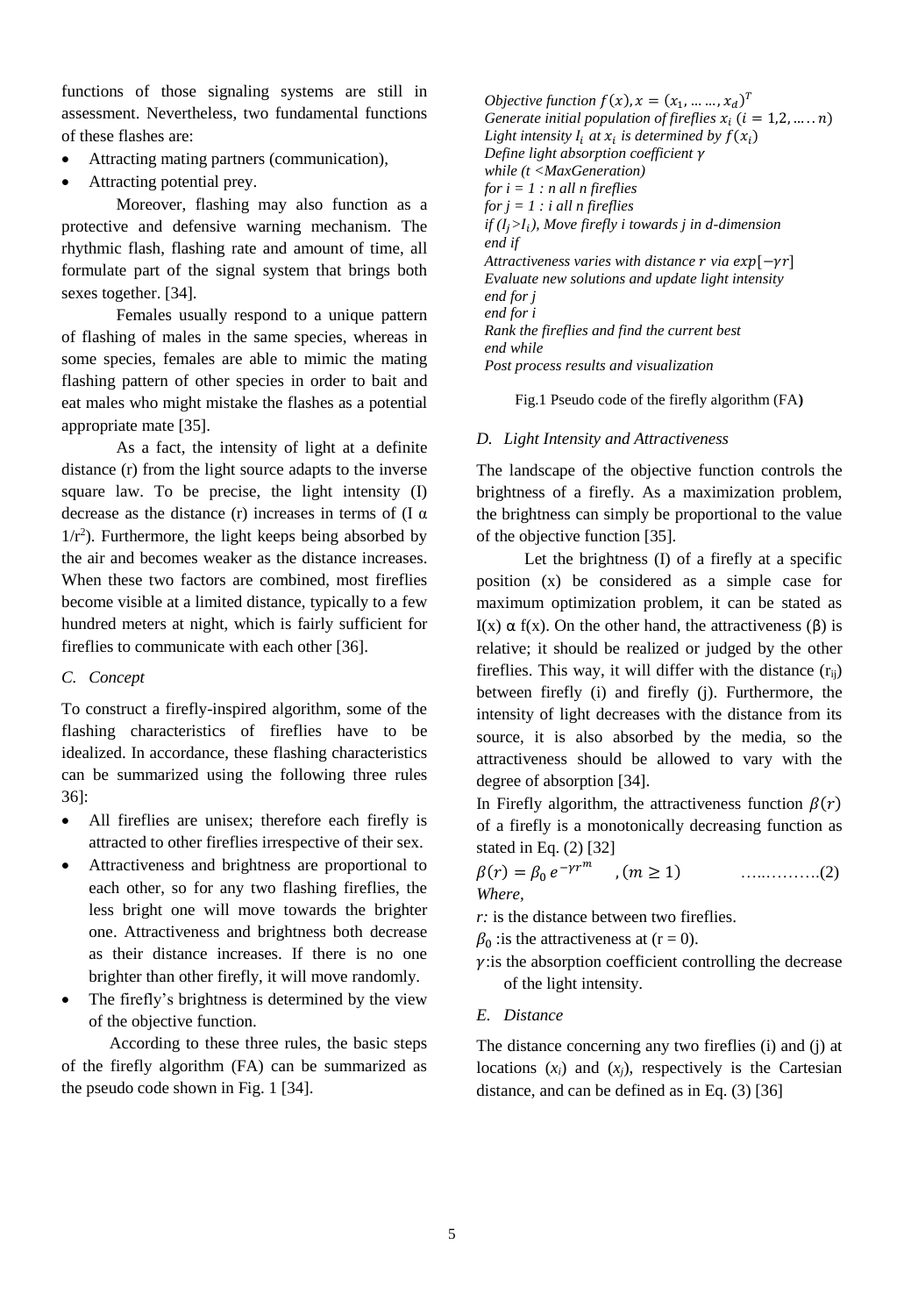functions of those signaling systems are still in assessment. Nevertheless, two fundamental functions of these flashes are:

- Attracting mating partners (communication),
- Attracting potential prey.

Moreover, flashing may also function as a protective and defensive warning mechanism. The rhythmic flash, flashing rate and amount of time, all formulate part of the signal system that brings both sexes together. [34].

Females usually respond to a unique pattern of flashing of males in the same species, whereas in some species, females are able to mimic the mating flashing pattern of other species in order to bait and eat males who might mistake the flashes as a potential appropriate mate [35].

As a fact, the intensity of light at a definite distance (r) from the light source adapts to the inverse square law. To be precise, the light intensity (I) decrease as the distance (r) increases in terms of ($I \propto 1/r^2$). Furthermore, the light keeps being absorbed by the air and becomes weaker as the distance increases. When these two factors are combined, most fireflies become visible at a limited distance, typically to a few hundred meters at night, which is fairly sufficient for fireflies to communicate with each other [36].

### C. Concept

To construct a firefly-inspired algorithm, some of the flashing characteristics of fireflies have to be idealized. In accordance, these flashing characteristics can be summarized using the following three rules 36]:

- All fireflies are unisex; therefore each firefly is attracted to other fireflies irrespective of their sex.
- Attractiveness and brightness are proportional to each other, so for any two flashing fireflies, the less bright one will move towards the brighter one. Attractiveness and brightness both decrease as their distance increases. If there is no one brighter than other firefly, it will move randomly.
- The firefly's brightness is determined by the view of the objective function.

According to these three rules, the basic steps of the firefly algorithm (FA) can be summarized as the pseudo code shown in Fig. 1 [34].

*Objective function $f(x), x = (x_1, \ldots\ldots, x_d)^T$*
*Generate initial population of fireflies $x_i$ $(i = 1, 2, \ldots\ldots n)$*
*Light intensity $I_i$ at $x_i$ is determined by $f(x_i)$*
*Define light absorption coefficient $\gamma$*
*while (t <MaxGeneration)*
*for i = 1 : n all n fireflies*
*for j = 1 : i all n fireflies*
*if ($I_j > I_i$), Move firefly i towards j in d-dimension*
*end if*
*Attractiveness varies with distance $r$ via $exp[-\gamma r]$*
*Evaluate new solutions and update light intensity*
*end for j*
*end for i*
*Rank the fireflies and find the current best*
*end while*
*Post process results and visualization*

Fig.1 Pseudo code of the firefly algorithm (FA)

### D. Light Intensity and Attractiveness

The landscape of the objective function controls the brightness of a firefly. As a maximization problem, the brightness can simply be proportional to the value of the objective function [35].

Let the brightness (I) of a firefly at a specific position (x) be considered as a simple case for maximum optimization problem, it can be stated as $I(x) \propto f(x)$. On the other hand, the attractiveness (β) is relative; it should be realized or judged by the other fireflies. This way, it will differ with the distance ($r_{ij}$) between firefly (i) and firefly (j). Furthermore, the intensity of light decreases with the distance from its source, it is also absorbed by the media, so the attractiveness should be allowed to vary with the degree of absorption [34].

In Firefly algorithm, the attractiveness function $\beta(r)$ of a firefly is a monotonically decreasing function as stated in Eq. (2) [32]

$$\beta(r) = \beta_0 \, e^{-\gamma r^m} \quad , (m \geq 1) \qquad \ldots\ldots\ldots\ldots(2)$$

*Where,*

*r:* is the distance between two fireflies.

$\beta_0$ :is the attractiveness at (r = 0).

$\gamma$:is the absorption coefficient controlling the decrease of the light intensity.

### E. Distance

The distance concerning any two fireflies (i) and (j) at locations ($x_i$) and ($x_j$), respectively is the Cartesian distance, and can be defined as in Eq. (3) [36]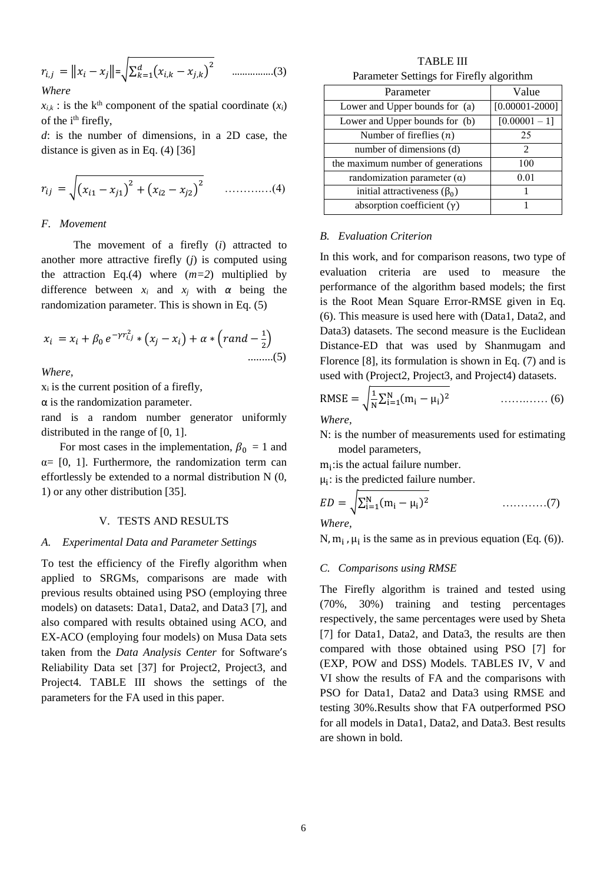$$r_{i,j} = \|x_i - x_j\| = \sqrt{\sum_{k=1}^{d}(x_{i,k} - x_{j,k})^2} \quad \text{................(3)}$$

*Where*

$x_{i,k}$ : is the k[th] component of the spatial coordinate ($x_i$) of the i[th] firefly,

*d*: is the number of dimensions, in a 2D case, the distance is given as in Eq. (4) [36]

$$r_{ij} = \sqrt{(x_{i1} - x_{j1})^2 + (x_{i2} - x_{j2})^2} \quad \text{…………(4)}$$

### F. Movement

The movement of a firefly ($i$) attracted to another more attractive firefly ($j$) is computed using the attraction Eq.(4) where ($m=2$) multiplied by difference between $x_i$ and $x_j$ with $\alpha$ being the randomization parameter. This is shown in Eq. (5)

$$x_i = x_i + \beta_0\, e^{-\gamma r_{i,j}^2} * (x_j - x_i) + \alpha * \left(rand - \tfrac{1}{2}\right) \quad \text{.........(5)}$$

*Where,*

$x_i$ is the current position of a firefly,

$\alpha$ is the randomization parameter.

rand is a random number generator uniformly distributed in the range of [0, 1].

For most cases in the implementation, $\beta_0 = 1$ and $\alpha$= [0, 1]. Furthermore, the randomization term can effortlessly be extended to a normal distribution N (0, 1) or any other distribution [35].

## V. TESTS AND RESULTS

### A. Experimental Data and Parameter Settings

To test the efficiency of the Firefly algorithm when applied to SRGMs, comparisons are made with previous results obtained using PSO (employing three models) on datasets: Data1, Data2, and Data3 [7], and also compared with results obtained using ACO, and EX-ACO (employing four models) on Musa Data sets taken from the *Data Analysis Center* for Software's Reliability Data set [37] for Project2, Project3, and Project4. TABLE III shows the settings of the parameters for the FA used in this paper.

TABLE III
Parameter Settings for Firefly algorithm

| Parameter | Value |
|---|---|
| Lower and Upper bounds for (a) | [0.00001-2000] |
| Lower and Upper bounds for (b) | [0.00001 – 1] |
| Number of fireflies ($n$) | 25 |
| number of dimensions (d) | 2 |
| the maximum number of generations | 100 |
| randomization parameter ($\alpha$) | 0.01 |
| initial attractiveness ($\beta_0$) | 1 |
| absorption coefficient ($\gamma$) | 1 |

### B. Evaluation Criterion

In this work, and for comparison reasons, two type of evaluation criteria are used to measure the performance of the algorithm based models; the first is the Root Mean Square Error-RMSE given in Eq. (6). This measure is used here with (Data1, Data2, and Data3) datasets. The second measure is the Euclidean Distance-ED that was used by Shanmugam and Florence [8], its formulation is shown in Eq. (7) and is used with (Project2, Project3, and Project4) datasets.

$$\text{RMSE} = \sqrt{\frac{1}{N}\sum_{i=1}^{N}(m_i - \mu_i)^2} \quad \text{………… (6)}$$

*Where,*

N: is the number of measurements used for estimating model parameters,

$m_i$:is the actual failure number.

$\mu_i$: is the predicted failure number.

$$ED = \sqrt{\sum_{i=1}^{N}(m_i - \mu_i)^2} \quad \text{…………(7)}$$

*Where,*

$N, m_i, \mu_i$ is the same as in previous equation (Eq. (6)).

### C. Comparisons using RMSE

The Firefly algorithm is trained and tested using (70%, 30%) training and testing percentages respectively, the same percentages were used by Sheta [7] for Data1, Data2, and Data3, the results are then compared with those obtained using PSO [7] for (EXP, POW and DSS) Models. TABLES IV, V and VI show the results of FA and the comparisons with PSO for Data1, Data2 and Data3 using RMSE and testing 30%.Results show that FA outperformed PSO for all models in Data1, Data2, and Data3. Best results are shown in bold.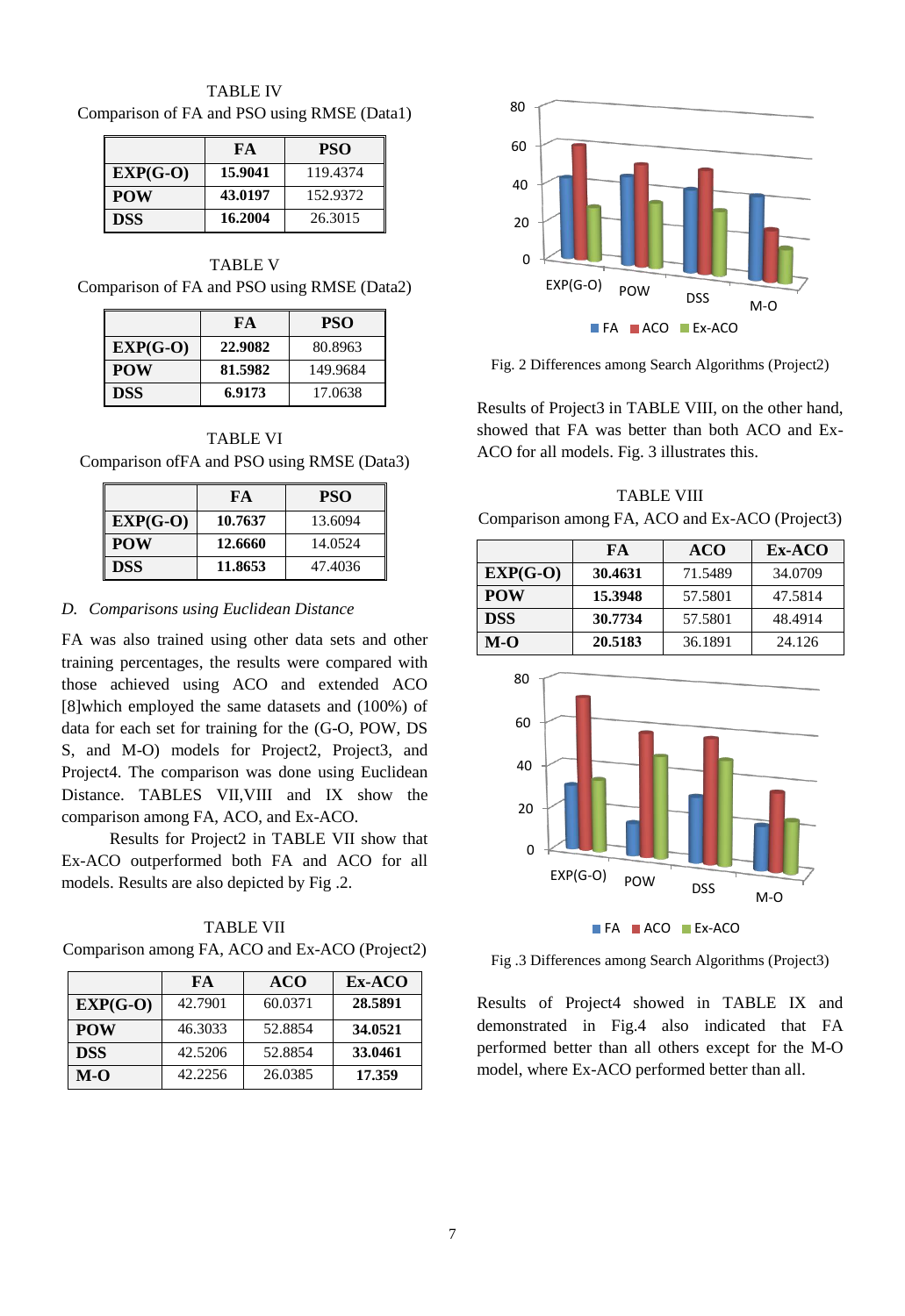TABLE IV
Comparison of FA and PSO using RMSE (Data1)

| | FA | PSO |
|---|---|---|
| **EXP(G-O)** | **15.9041** | 119.4374 |
| **POW** | **43.0197** | 152.9372 |
| **DSS** | **16.2004** | 26.3015 |

TABLE V
Comparison of FA and PSO using RMSE (Data2)

| | FA | PSO |
|---|---|---|
| **EXP(G-O)** | **22.9082** | 80.8963 |
| **POW** | **81.5982** | 149.9684 |
| **DSS** | **6.9173** | 17.0638 |

TABLE VI
Comparison ofFA and PSO using RMSE (Data3)

| | FA | PSO |
|---|---|---|
| **EXP(G-O)** | **10.7637** | 13.6094 |
| **POW** | **12.6660** | 14.0524 |
| **DSS** | **11.8653** | 47.4036 |

### *D. Comparisons using Euclidean Distance*

FA was also trained using other data sets and other training percentages, the results were compared with those achieved using ACO and extended ACO [8]which employed the same datasets and (100%) of data for each set for training for the (G-O, POW, DS S, and M-O) models for Project2, Project3, and Project4. The comparison was done using Euclidean Distance. TABLES VII,VIII and IX show the comparison among FA, ACO, and Ex-ACO.

Results for Project2 in TABLE VII show that Ex-ACO outperformed both FA and ACO for all models. Results are also depicted by Fig .2.

TABLE VII
Comparison among FA, ACO and Ex-ACO (Project2)

| | FA | ACO | Ex-ACO |
|---|---|---|---|
| **EXP(G-O)** | 42.7901 | 60.0371 | **28.5891** |
| **POW** | 46.3033 | 52.8854 | **34.0521** |
| **DSS** | 42.5206 | 52.8854 | **33.0461** |
| **M-O** | 42.2256 | 26.0385 | **17.359** |

Fig. 2 Differences among Search Algorithms (Project2)

Results of Project3 in TABLE VIII, on the other hand, showed that FA was better than both ACO and Ex-ACO for all models. Fig. 3 illustrates this.

TABLE VIII
Comparison among FA, ACO and Ex-ACO (Project3)

| | FA | ACO | Ex-ACO |
|---|---|---|---|
| **EXP(G-O)** | **30.4631** | 71.5489 | 34.0709 |
| **POW** | **15.3948** | 57.5801 | 47.5814 |
| **DSS** | **30.7734** | 57.5801 | 48.4914 |
| **M-O** | **20.5183** | 36.1891 | 24.126 |

Fig .3 Differences among Search Algorithms (Project3)

Results of Project4 showed in TABLE IX and demonstrated in Fig.4 also indicated that FA performed better than all others except for the M-O model, where Ex-ACO performed better than all.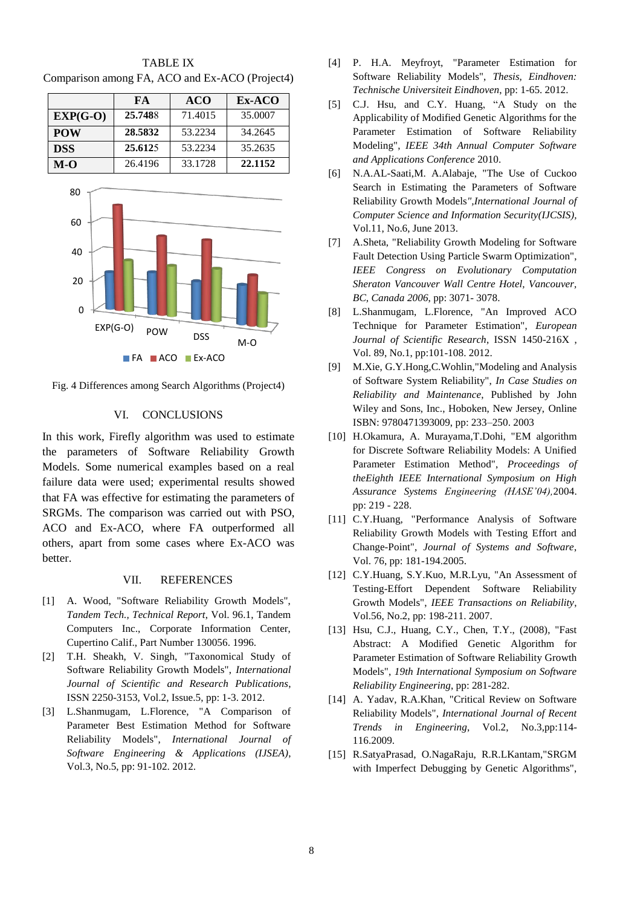TABLE IX
Comparison among FA, ACO and Ex-ACO (Project4)

| | FA | ACO | Ex-ACO |
|---|---|---|---|
| **EXP(G-O)** | **25.7488** | 71.4015 | 35.0007 |
| **POW** | **28.5832** | 53.2234 | 34.2645 |
| **DSS** | **25.6125** | 53.2234 | 35.2635 |
| **M-O** | 26.4196 | 33.1728 | **22.1152** |

Fig. 4 Differences among Search Algorithms (Project4)

## VI. CONCLUSIONS

In this work, Firefly algorithm was used to estimate the parameters of Software Reliability Growth Models. Some numerical examples based on a real failure data were used; experimental results showed that FA was effective for estimating the parameters of SRGMs. The comparison was carried out with PSO, ACO and Ex-ACO, where FA outperformed all others, apart from some cases where Ex-ACO was better.

## VII. REFERENCES

[1] A. Wood, "Software Reliability Growth Models", *Tandem Tech., Technical Report*, Vol. 96.1, Tandem Computers Inc., Corporate Information Center, Cupertino Calif., Part Number 130056. 1996.

[2] T.H. Sheakh, V. Singh, "Taxonomical Study of Software Reliability Growth Models", *International Journal of Scientific and Research Publications*, ISSN 2250-3153, Vol.2, Issue.5, pp: 1-3. 2012.

[3] L.Shanmugam, L.Florence, "A Comparison of Parameter Best Estimation Method for Software Reliability Models", *International Journal of Software Engineering & Applications (IJSEA)*, Vol.3, No.5, pp: 91-102. 2012.

[4] P. H.A. Meyfroyt, "Parameter Estimation for Software Reliability Models", *Thesis, Eindhoven: Technische Universiteit Eindhoven*, pp: 1-65. 2012.

[5] C.J. Hsu, and C.Y. Huang, "A Study on the Applicability of Modified Genetic Algorithms for the Parameter Estimation of Software Reliability Modeling", *IEEE 34th Annual Computer Software and Applications Conference* 2010.

[6] N.A.AL-Saati,M. A.Alabaje, "The Use of Cuckoo Search in Estimating the Parameters of Software Reliability Growth Models",*International Journal of Computer Science and Information Security(IJCSIS)*, Vol.11, No.6, June 2013.

[7] A.Sheta, "Reliability Growth Modeling for Software Fault Detection Using Particle Swarm Optimization", *IEEE Congress on Evolutionary Computation Sheraton Vancouver Wall Centre Hotel, Vancouver, BC, Canada 2006*, pp: 3071- 3078.

[8] L.Shanmugam, L.Florence, "An Improved ACO Technique for Parameter Estimation", *European Journal of Scientific Research*, ISSN 1450-216X , Vol. 89, No.1, pp:101-108. 2012.

[9] M.Xie, G.Y.Hong,C.Wohlin,"Modeling and Analysis of Software System Reliability", *In Case Studies on Reliability and Maintenance*, Published by John Wiley and Sons, Inc., Hoboken, New Jersey, Online ISBN: 9780471393009, pp: 233–250. 2003

[10] H.Okamura, A. Murayama,T.Dohi, "EM algorithm for Discrete Software Reliability Models: A Unified Parameter Estimation Method", *Proceedings of theEighth IEEE International Symposium on High Assurance Systems Engineering (HASE'04),*2004. pp: 219 - 228.

[11] C.Y.Huang, "Performance Analysis of Software Reliability Growth Models with Testing Effort and Change-Point", *Journal of Systems and Software*, Vol. 76, pp: 181-194.2005.

[12] C.Y.Huang, S.Y.Kuo, M.R.Lyu, "An Assessment of Testing-Effort Dependent Software Reliability Growth Models", *IEEE Transactions on Reliability*, Vol.56, No.2, pp: 198-211. 2007.

[13] Hsu, C.J., Huang, C.Y., Chen, T.Y., (2008), "Fast Abstract: A Modified Genetic Algorithm for Parameter Estimation of Software Reliability Growth Models", *19th International Symposium on Software Reliability Engineering*, pp: 281-282.

[14] A. Yadav, R.A.Khan, "Critical Review on Software Reliability Models", *International Journal of Recent Trends in Engineering*, Vol.2, No.3,pp:114-116.2009.

[15] R.SatyaPrasad, O.NagaRaju, R.R.LKantam,"SRGM with Imperfect Debugging by Genetic Algorithms",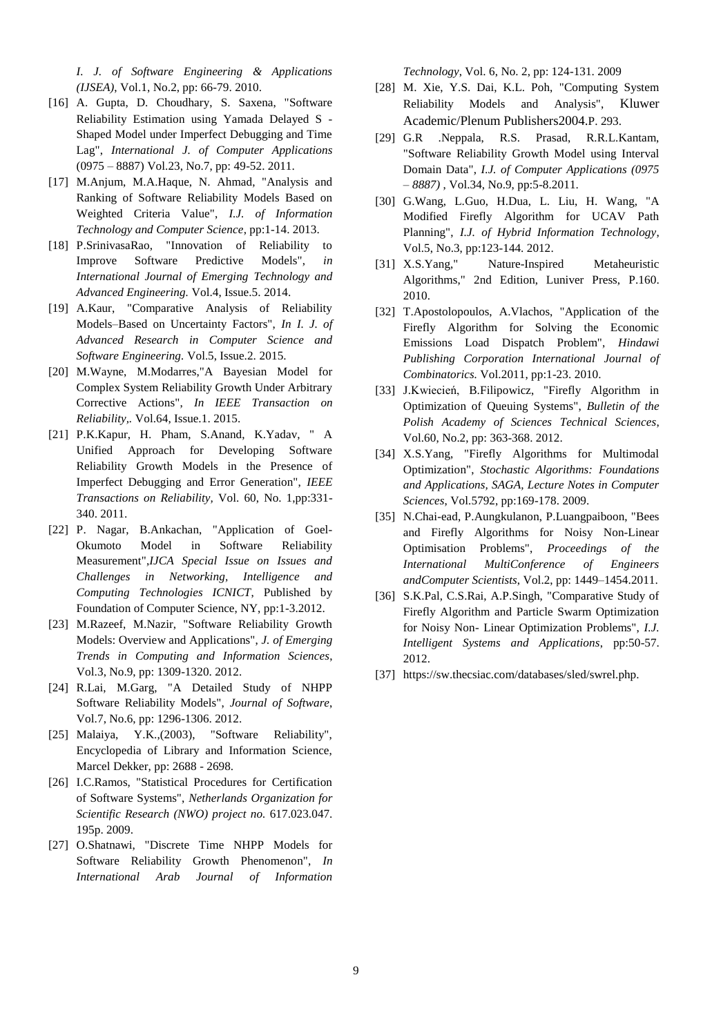*I. J. of Software Engineering & Applications (IJSEA)*, Vol.1, No.2, pp: 66-79. 2010.

[16] A. Gupta, D. Choudhary, S. Saxena, "Software Reliability Estimation using Yamada Delayed S - Shaped Model under Imperfect Debugging and Time Lag", *International J. of Computer Applications* (0975 – 8887) Vol.23, No.7, pp: 49-52. 2011.

[17] M.Anjum, M.A.Haque, N. Ahmad, "Analysis and Ranking of Software Reliability Models Based on Weighted Criteria Value", *I.J. of Information Technology and Computer Science*, pp:1-14. 2013.

[18] P.SrinivasaRao, "Innovation of Reliability to Improve Software Predictive Models", *in International Journal of Emerging Technology and Advanced Engineering.* Vol.4, Issue.5. 2014.

[19] A.Kaur, "Comparative Analysis of Reliability Models–Based on Uncertainty Factors", *In I. J. of Advanced Research in Computer Science and Software Engineering.* Vol.5, Issue.2. 2015.

[20] M.Wayne, M.Modarres,"A Bayesian Model for Complex System Reliability Growth Under Arbitrary Corrective Actions", *In IEEE Transaction on Reliability,.* Vol.64, Issue.1. 2015.

[21] P.K.Kapur, H. Pham, S.Anand, K.Yadav, " A Unified Approach for Developing Software Reliability Growth Models in the Presence of Imperfect Debugging and Error Generation", *IEEE Transactions on Reliability*, Vol. 60, No. 1,pp:331-340. 2011.

[22] P. Nagar, B.Ankachan, "Application of Goel-Okumoto Model in Software Reliability Measurement",*IJCA Special Issue on Issues and Challenges in Networking, Intelligence and Computing Technologies ICNICT*, Published by Foundation of Computer Science, NY, pp:1-3.2012.

[23] M.Razeef, M.Nazir, "Software Reliability Growth Models: Overview and Applications", *J. of Emerging Trends in Computing and Information Sciences*, Vol.3, No.9, pp: 1309-1320. 2012.

[24] R.Lai, M.Garg, "A Detailed Study of NHPP Software Reliability Models", *Journal of Software*, Vol.7, No.6, pp: 1296-1306. 2012.

[25] Malaiya, Y.K.,(2003), "Software Reliability", Encyclopedia of Library and Information Science, Marcel Dekker, pp: 2688 - 2698.

[26] I.C.Ramos, "Statistical Procedures for Certification of Software Systems", *Netherlands Organization for Scientific Research (NWO) project no.* 617.023.047. 195p. 2009.

[27] O.Shatnawi, "Discrete Time NHPP Models for Software Reliability Growth Phenomenon", *In International Arab Journal of Information Technology*, Vol. 6, No. 2, pp: 124-131. 2009

[28] M. Xie, Y.S. Dai, K.L. Poh, "Computing System Reliability Models and Analysis", Kluwer Academic/Plenum Publishers2004.P. 293.

[29] G.R .Neppala, R.S. Prasad, R.R.L.Kantam, "Software Reliability Growth Model using Interval Domain Data", *I.J. of Computer Applications (0975 – 8887)* , Vol.34, No.9, pp:5-8.2011.

[30] G.Wang, L.Guo, H.Dua, L. Liu, H. Wang, "A Modified Firefly Algorithm for UCAV Path Planning", *I.J. of Hybrid Information Technology*, Vol.5, No.3, pp:123-144. 2012.

[31] X.S.Yang," Nature-Inspired Metaheuristic Algorithms," 2nd Edition, Luniver Press, P.160. 2010.

[32] T.Apostolopoulos, A.Vlachos, "Application of the Firefly Algorithm for Solving the Economic Emissions Load Dispatch Problem", *Hindawi Publishing Corporation International Journal of Combinatorics.* Vol.2011, pp:1-23. 2010.

[33] J.Kwiecień, B.Filipowicz, "Firefly Algorithm in Optimization of Queuing Systems", *Bulletin of the Polish Academy of Sciences Technical Sciences*, Vol.60, No.2, pp: 363-368. 2012.

[34] X.S.Yang, "Firefly Algorithms for Multimodal Optimization", *Stochastic Algorithms: Foundations and Applications, SAGA, Lecture Notes in Computer Sciences*, Vol.5792, pp:169-178. 2009.

[35] N.Chai-ead, P.Aungkulanon, P.Luangpaiboon, "Bees and Firefly Algorithms for Noisy Non-Linear Optimisation Problems", *Proceedings of the International MultiConference of Engineers andComputer Scientists*, Vol.2, pp: 1449–1454.2011.

[36] S.K.Pal, C.S.Rai, A.P.Singh, "Comparative Study of Firefly Algorithm and Particle Swarm Optimization for Noisy Non- Linear Optimization Problems", *I.J. Intelligent Systems and Applications*, pp:50-57. 2012.

[37] https://sw.thecsiac.com/databases/sled/swrel.php.